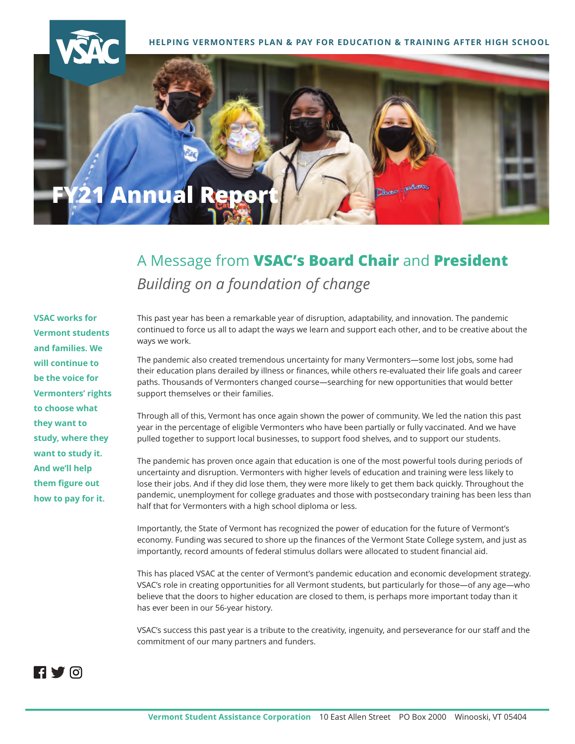HELPING VERMONTERS PLAN & PAY FOR EDUCATION & TRAINING AFTER HIGH SCHOOL

# FY21 Annual Report

## A Message from **VSAC's Board Chair** and **President**

### *Building on a foundation of change*

**VSAC works for Vermont students and families. We will continue to be the voice for Vermonters' rights to choose what they want to study, where they want to study it. And we'll help them figure out how to pay for it.**

This past year has been a remarkable year of disruption, adaptability, and innovation. The pandemic continued to force us all to adapt the ways we learn and support each other, and to be creative about the ways we work.

The pandemic also created tremendous uncertainty for many Vermonters—some lost jobs, some had their education plans derailed by illness or finances, while others re-evaluated their life goals and career paths. Thousands of Vermonters changed course—searching for new opportunities that would better support themselves or their families.

Through all of this, Vermont has once again shown the power of community. We led the nation this past year in the percentage of eligible Vermonters who have been partially or fully vaccinated. And we have pulled together to support local businesses, to support food shelves, and to support our students.

The pandemic has proven once again that education is one of the most powerful tools during periods of uncertainty and disruption. Vermonters with higher levels of education and training were less likely to lose their jobs. And if they did lose them, they were more likely to get them back quickly. Throughout the pandemic, unemployment for college graduates and those with postsecondary training has been less than half that for Vermonters with a high school diploma or less.

Importantly, the State of Vermont has recognized the power of education for the future of Vermont's economy. Funding was secured to shore up the finances of the Vermont State College system, and just as importantly, record amounts of federal stimulus dollars were allocated to student financial aid.

This has placed VSAC at the center of Vermont's pandemic education and economic development strategy. VSAC's role in creating opportunities for all Vermont students, but particularly for those—of any age—who believe that the doors to higher education are closed to them, is perhaps more important today than it has ever been in our 56-year history.

VSAC's success this past year is a tribute to the creativity, ingenuity, and perseverance for our staff and the commitment of our many partners and funders.

**Vermont Student Assistance Corporation** 10 East Allen Street PO Box 2000 Winooski, VT 05404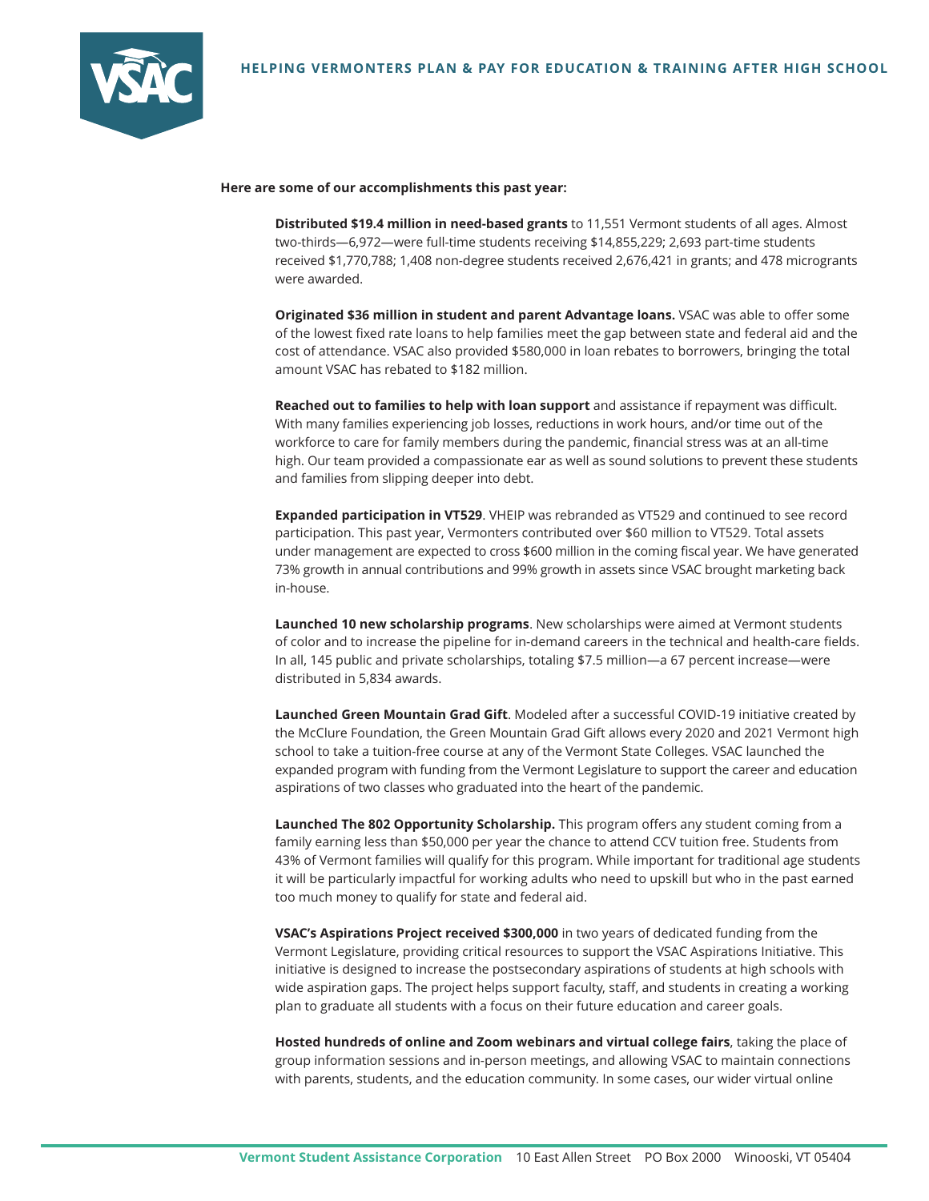**Here are some of our accomplishments this past year:**

**Distributed $19.4 million in need-based grants** to 11,551 Vermont students of all ages. Almost two-thirds—6,972—were full-time students receiving $14,855,229; 2,693 part-time students received $1,770,788; 1,408 non-degree students received 2,676,421 in grants; and 478 micrograntss were awarded.

**Originated $36 million in student and parent Advantage loans.** VSAC was able to offer some of the lowest fixed rate loans to help families meet the gap between state and federal aid and the cost of attendance. VSAC also provided $580,000 in loan rebates to borrowers, bringing the total amount VSAC has rebated to $182 million.

**Reached out to families to help with loan support** and assistance if repayment was difficult. With many families experiencing job losses, reductions in work hours, and/or time out of the workforce to care for family members during the pandemic, financial stress was at an all-time high. Our team provided a compassionate ear as well as sound solutions to prevent these students and families from slipping deeper into debt.

**Expanded participation in VT529**. VHEIP was rebranded as VT529 and continued to see record participation. This past year, Vermonters contributed over $60 million to VT529. Total assets under management are expected to cross $600 million in the coming fiscal year. We have generated 73% growth in annual contributions and 99% growth in assets since VSAC brought marketing back in-house.

**Launched 10 new scholarship programs**. New scholarships were aimed at Vermont students of color and to increase the pipeline for in-demand careers in the technical and health-care fields. In all, 145 public and private scholarships, totaling $7.5 million—a 67 percent increase—were distributed in 5,834 awards.

**Launched Green Mountain Grad Gift**. Modeled after a successful COVID-19 initiative created by the McClure Foundation, the Green Mountain Grad Gift allows every 2020 and 2021 Vermont high school to take a tuition-free course at any of the Vermont State Colleges. VSAC launched the expanded program with funding from the Vermont Legislature to support the career and education aspirations of two classes who graduated into the heart of the pandemic.

**Launched The 802 Opportunity Scholarship.** This program offers any student coming from a family earning less than $50,000 per year the chance to attend CCV tuition free. Students from 43% of Vermont families will qualify for this program. While important for traditional age students it will be particularly impactful for working adults who need to upskill but who in the past earned too much money to qualify for state and federal aid.

**VSAC's Aspirations Project received $300,000** in two years of dedicated funding from the Vermont Legislature, providing critical resources to support the VSAC Aspirations Initiative. This initiative is designed to increase the postsecondary aspirations of students at high schools with wide aspiration gaps. The project helps support faculty, staff, and students in creating a working plan to graduate all students with a focus on their future education and career goals.

**Hosted hundreds of online and Zoom webinars and virtual college fairs**, taking the place of group information sessions and in-person meetings, and allowing VSAC to maintain connections with parents, students, and the education community. In some cases, our wider virtual online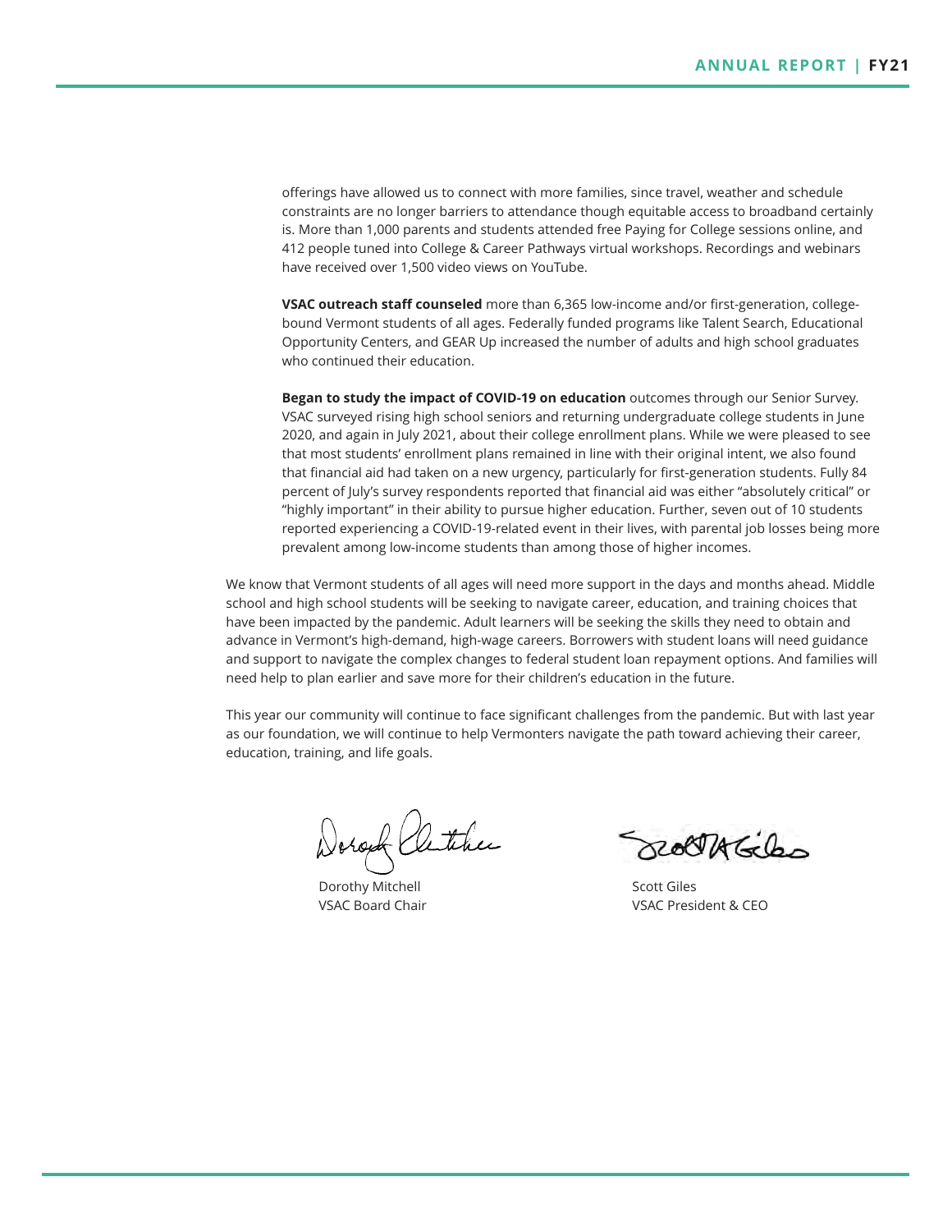offerings have allowed us to connect with more families, since travel, weather and schedule constraints are no longer barriers to attendance though equitable access to broadband certainly is. More than 1,000 parents and students attended free Paying for College sessions online, and 412 people tuned into College & Career Pathways virtual workshops. Recordings and webinars have received over 1,500 video views on YouTube.

**VSAC outreach staff counseled** more than 6,365 low-income and/or first-generation, college-bound Vermont students of all ages. Federally funded programs like Talent Search, Educational Opportunity Centers, and GEAR Up increased the number of adults and high school graduates who continued their education.

**Began to study the impact of COVID-19 on education** outcomes through our Senior Survey. VSAC surveyed rising high school seniors and returning undergraduate college students in June 2020, and again in July 2021, about their college enrollment plans. While we were pleased to see that most students' enrollment plans remained in line with their original intent, we also found that financial aid had taken on a new urgency, particularly for first-generation students. Fully 84 percent of July's survey respondents reported that financial aid was either "absolutely critical" or "highly important" in their ability to pursue higher education. Further, seven out of 10 students reported experiencing a COVID-19-related event in their lives, with parental job losses being more prevalent among low-income students than among those of higher incomes.

We know that Vermont students of all ages will need more support in the days and months ahead. Middle school and high school students will be seeking to navigate career, education, and training choices that have been impacted by the pandemic. Adult learners will be seeking the skills they need to obtain and advance in Vermont's high-demand, high-wage careers. Borrowers with student loans will need guidance and support to navigate the complex changes to federal student loan repayment options. And families will need help to plan earlier and save more for their children's education in the future.

This year our community will continue to face significant challenges from the pandemic. But with last year as our foundation, we will continue to help Vermonters navigate the path toward achieving their career, education, training, and life goals.

Dorothy Mitchell
VSAC Board Chair

Scott Giles
VSAC President & CEO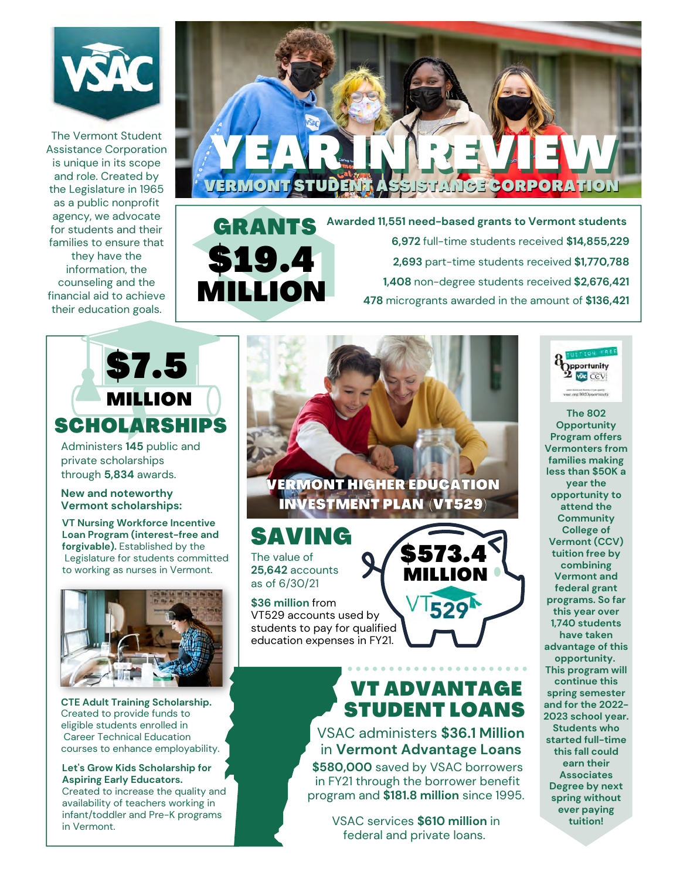# YEAR IN REVIEW

## VERMONT STUDENT ASSISTANCE CORPORATION

The Vermont Student Assistance Corporation is unique in its scope and role. Created by the Legislature in 1965 as a public nonprofit agency, we advocate for students and their families to ensure that they have the information, the counseling and the financial aid to achieve their education goals.

## GRANTS $19.4 MILLION

**Awarded 11,551 need-based grants to Vermont students**

**6,972** full-time students received **$14,855,229**

**2,693** part-time students received **$1,770,788**

**1,408** non-degree students received **$2,676,421**

**478** micrograntss awarded in the amount of **$136,421**

## $7.5 MILLION SCHOLARSHIPS

Administers **145** public and private scholarships through **5,834** awards.

**New and noteworthy Vermont scholarships:**

**VT Nursing Workforce Incentive Loan Program (interest-free and forgivable).** Established by the Legislature for students committed to working as nurses in Vermont.

**CTE Adult Training Scholarship.** Created to provide funds to eligible students enrolled in Career Technical Education courses to enhance employability.

**Let's Grow Kids Scholarship for Aspiring Early Educators.** Created to increase the quality and availability of teachers working in infant/toddler and Pre-K programs in Vermont.

## VERMONT HIGHER EDUCATION INVESTMENT PLAN (VT529)

## SAVING

The value of **25,642** accounts as of 6/30/21

**$573.4 MILLION**

**$36 million** from VT529 accounts used by students to pay for qualified education expenses in FY21.

## VT ADVANTAGE STUDENT LOANS

VSAC administers **$36.1 Million** in **Vermont Advantage Loans**

**$580,000** saved by VSAC borrowers in FY21 through the borrower benefit program and **$181.8 million** since 1995.

VSAC services **$610 million** in federal and private loans.

**The 802 Opportunity Program offers Vermonters from families making less than $50K a year the opportunity to attend the Community College of Vermont (CCV) tuition free by combining Vermont and federal grant programs. So far this year over 1,740 students have taken advantage of this opportunity. This program will continue this spring semester and for the 2022-2023 school year. Students who started full-time this fall could earn their Associates Degree by next spring without ever paying tuition!**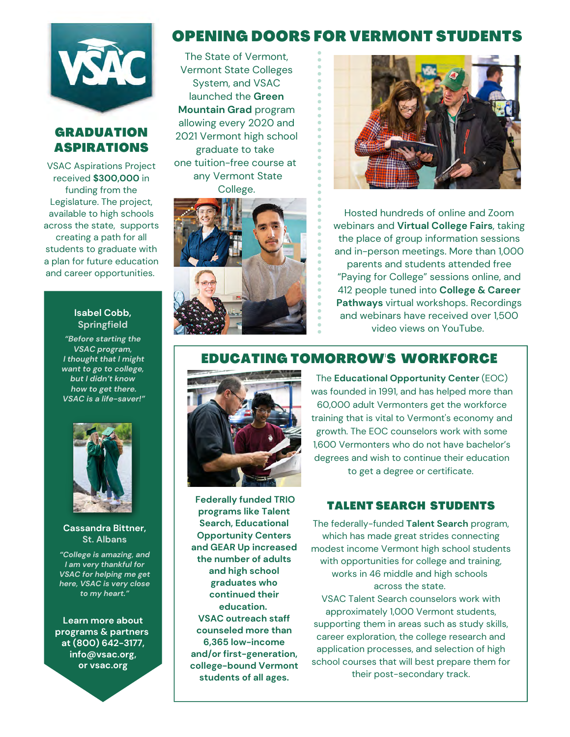## GRADUATION ASPIRATIONS

VSAC Aspirations Project received **$300,000** in funding from the Legislature. The project, available to high schools across the state, supports creating a path for all students to graduate with a plan for future education and career opportunities.

**Isabel Cobb, Springfield**

*"Before starting the VSAC program, I thought that I might want to go to college, but I didn't know how to get there. VSAC is a life-saver!"*

**Cassandra Bittner, St. Albans**

*"College is amazing, and I am very thankful for VSAC for helping me get here. VSAC is very close to my heart."*

**Learn more about programs & partners at (800) 642-3177, info@vsac.org, or vsac.org**

# OPENING DOORS FOR VERMONT STUDENTS

The State of Vermont, Vermont State Colleges System, and VSAC launched the **Green Mountain Grad** program allowing every 2020 and 2021 Vermont high school graduate to take one tuition-free course at any Vermont State College.

Hosted hundreds of online and Zoom webinars and **Virtual College Fairs**, taking the place of group information sessions and in-person meetings. More than 1,000 parents and students attended free "Paying for College" sessions online, and 412 people tuned into **College & Career Pathways** virtual workshops. Recordings and webinars have received over 1,500 video views on YouTube.

## EDUCATING TOMORROW'S WORKFORCE

**Federally funded TRIO programs like Talent Search, Educational Opportunity Centers and GEAR Up increased the number of adults and high school graduates who continued their education. VSAC outreach staff counseled more than 6,365 low-income and/or first-generation, college-bound Vermont students of all ages.**

The **Educational Opportunity Center** (EOC) was founded in 1991, and has helped more than 60,000 adult Vermonters get the workforce training that is vital to Vermont's economy and growth. The EOC counselors work with some 1,600 Vermonters who do not have bachelor's degrees and wish to continue their education to get a degree or certificate.

### TALENT SEARCH STUDENTS

The federally-funded **Talent Search** program, which has made great strides connecting modest income Vermont high school students with opportunities for college and training, works in 46 middle and high schools across the state.

VSAC Talent Search counselors work with approximately 1,000 Vermont students, supporting them in areas such as study skills, career exploration, the college research and application processes, and selection of high school courses that will best prepare them for their post-secondary track.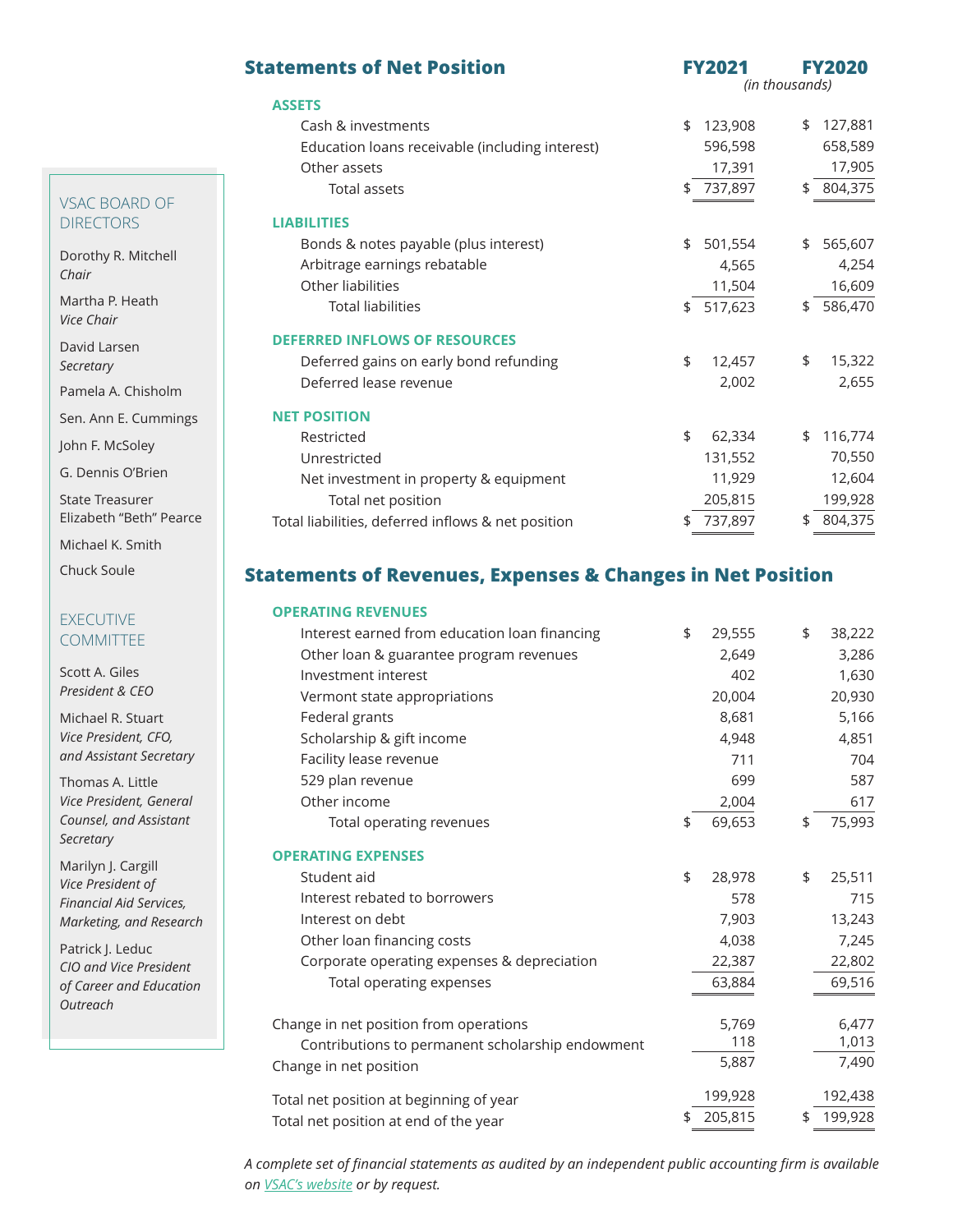## VSAC BOARD OF DIRECTORS

Dorothy R. Mitchell
*Chair*

Martha P. Heath
*Vice Chair*

David Larsen
*Secretary*

Pamela A. Chisholm

Sen. Ann E. Cummings

John F. McSoley

G. Dennis O'Brien

State Treasurer
Elizabeth "Beth" Pearce

Michael K. Smith

Chuck Soule

## EXECUTIVE COMMITTEE

Scott A. Giles
*President & CEO*

Michael R. Stuart
*Vice President, CFO, and Assistant Secretary*

Thomas A. Little
*Vice President, General Counsel, and Assistant Secretary*

Marilyn J. Cargill
*Vice President of Financial Aid Services, Marketing, and Research*

Patrick J. Leduc
*CIO and Vice President of Career and Education Outreach*

## Statements of Net Position

*(in thousands)*

| | FY2021 | FY2020 |
|---|---|---|
| **ASSETS** | | |
| Cash & investments | $ 123,908 | $ 127,881 |
| Education loans receivable (including interest) | 596,598 | 658,589 |
| Other assets | 17,391 | 17,905 |
| Total assets | $ 737,897 | $ 804,375 |
| **LIABILITIES** | | |
| Bonds & notes payable (plus interest) | $ 501,554 | $ 565,607 |
| Arbitrage earnings rebatable | 4,565 | 4,254 |
| Other liabilities | 11,504 | 16,609 |
| Total liabilities | $ 517,623 | $ 586,470 |
| **DEFERRED INFLOWS OF RESOURCES** | | |
| Deferred gains on early bond refunding | $ 12,457 | $ 15,322 |
| Deferred lease revenue | 2,002 | 2,655 |
| **NET POSITION** | | |
| Restricted | $ 62,334 | $ 116,774 |
| Unrestricted | 131,552 | 70,550 |
| Net investment in property & equipment | 11,929 | 12,604 |
| Total net position | 205,815 | 199,928 |
| Total liabilities, deferred inflows & net position | $ 737,897 | $ 804,375 |

## Statements of Revenues, Expenses & Changes in Net Position

| | FY2021 | FY2020 |
|---|---|---|
| **OPERATING REVENUES** | | |
| Interest earned from education loan financing | $ 29,555 | $ 38,222 |
| Other loan & guarantee program revenues | 2,649 | 3,286 |
| Investment interest | 402 | 1,630 |
| Vermont state appropriations | 20,004 | 20,930 |
| Federal grants | 8,681 | 5,166 |
| Scholarship & gift income | 4,948 | 4,851 |
| Facility lease revenue | 711 | 704 |
| 529 plan revenue | 699 | 587 |
| Other income | 2,004 | 617 |
| Total operating revenues | $ 69,653 | $ 75,993 |
| **OPERATING EXPENSES** | | |
| Student aid | $ 28,978 | $ 25,511 |
| Interest rebated to borrowers | 578 | 715 |
| Interest on debt | 7,903 | 13,243 |
| Other loan financing costs | 4,038 | 7,245 |
| Corporate operating expenses & depreciation | 22,387 | 22,802 |
| Total operating expenses | 63,884 | 69,516 |
| Change in net position from operations | 5,769 | 6,477 |
| Contributions to permanent scholarship endowment | 118 | 1,013 |
| Change in net position | 5,887 | 7,490 |
| Total net position at beginning of year | 199,928 | 192,438 |
| Total net position at end of the year | $ 205,815 | $ 199,928 |

*A complete set of financial statements as audited by an independent public accounting firm is available on VSAC's website or by request.*